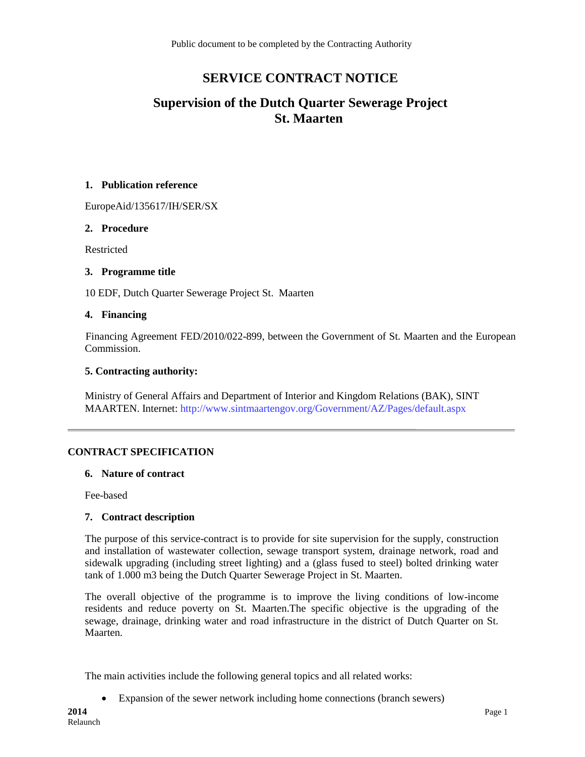Public document to be completed by the Contracting Authority

# SERVICE CONTRACT NOTICE

## Supervision of the Dutch Quarter Sewerage Project St. Maarten

### 1. Publication reference

EuropeAid/135617/IH/SER/SX

### 2. Procedure

Restricted

### 3. Programme title

10 EDF, Dutch Quarter Sewerage Project St. Maarten

### 4. Financing

Financing Agreement FED/2010/022-899, between the Government of St. Maarten and the European Commission.

### 5. Contracting authority:

Ministry of General Affairs and Department of Interior and Kingdom Relations (BAK), SINT MAARTEN. Internet: http://www.sintmaartengov.org/Government/AZ/Pages/default.aspx

---

## CONTRACT SPECIFICATION

### 6. Nature of contract

Fee-based

### 7. Contract description

The purpose of this service-contract is to provide for site supervision for the supply, construction and installation of wastewater collection, sewage transport system, drainage network, road and sidewalk upgrading (including street lighting) and a (glass fused to steel) bolted drinking water tank of 1.000 m3 being the Dutch Quarter Sewerage Project in St. Maarten.

The overall objective of the programme is to improve the living conditions of low-income residents and reduce poverty on St. Maarten.The specific objective is the upgrading of the sewage, drainage, drinking water and road infrastructure in the district of Dutch Quarter on St. Maarten.

The main activities include the following general topics and all related works:

- Expansion of the sewer network including home connections (branch sewers)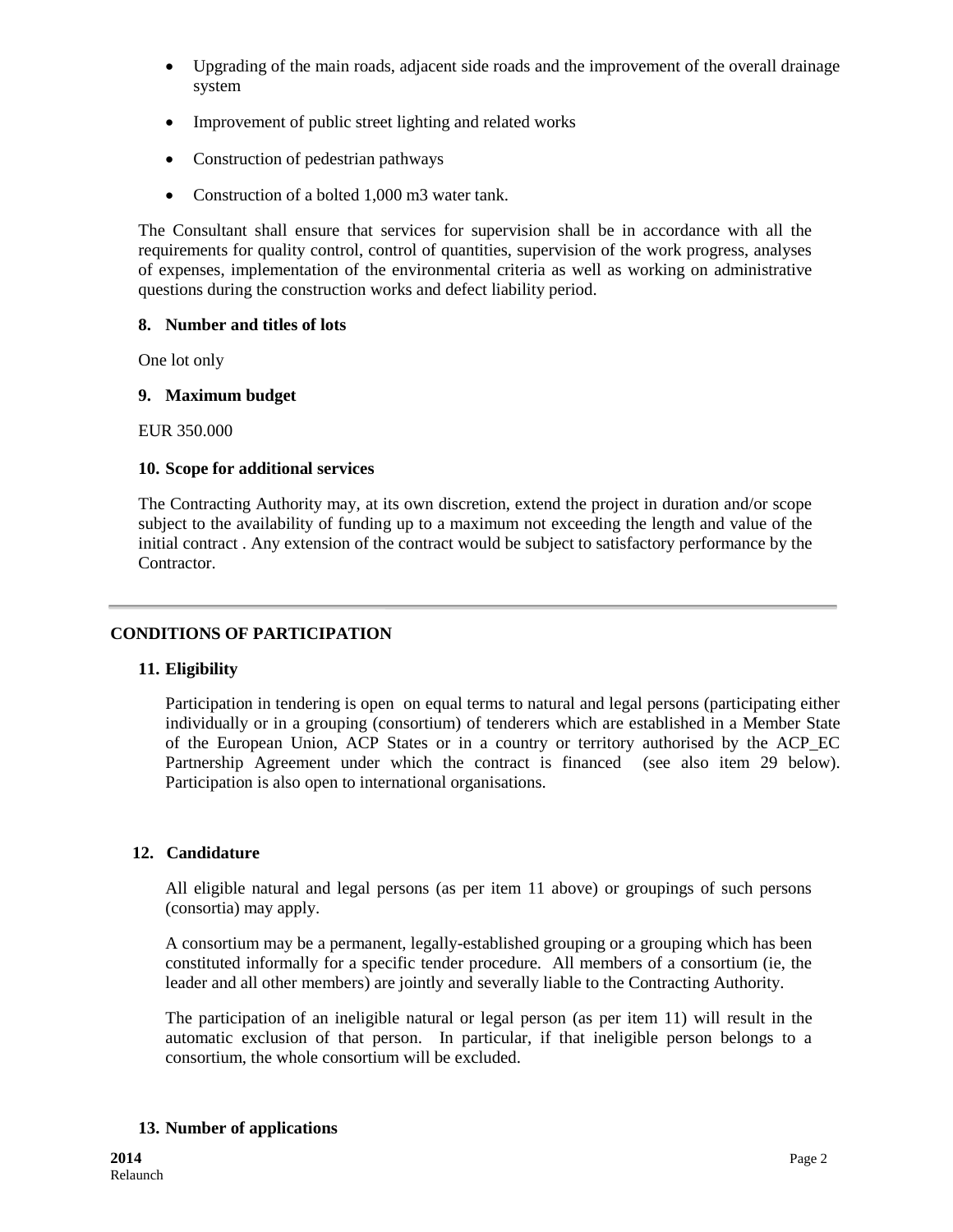- Upgrading of the main roads, adjacent side roads and the improvement of the overall drainage system
- Improvement of public street lighting and related works
- Construction of pedestrian pathways
- Construction of a bolted 1,000 m3 water tank.

The Consultant shall ensure that services for supervision shall be in accordance with all the requirements for quality control, control of quantities, supervision of the work progress, analyses of expenses, implementation of the environmental criteria as well as working on administrative questions during the construction works and defect liability period.

**8. Number and titles of lots**

One lot only

**9. Maximum budget**

EUR 350.000

**10. Scope for additional services**

The Contracting Authority may, at its own discretion, extend the project in duration and/or scope subject to the availability of funding up to a maximum not exceeding the length and value of the initial contract . Any extension of the contract would be subject to satisfactory performance by the Contractor.

---

**CONDITIONS OF PARTICIPATION**

**11. Eligibility**

Participation in tendering is open on equal terms to natural and legal persons (participating either individually or in a grouping (consortium) of tenderers which are established in a Member State of the European Union, ACP States or in a country or territory authorised by the ACP_EC Partnership Agreement under which the contract is financed (see also item 29 below). Participation is also open to international organisations.

**12. Candidature**

All eligible natural and legal persons (as per item 11 above) or groupings of such persons (consortia) may apply.

A consortium may be a permanent, legally-established grouping or a grouping which has been constituted informally for a specific tender procedure. All members of a consortium (ie, the leader and all other members) are jointly and severally liable to the Contracting Authority.

The participation of an ineligible natural or legal person (as per item 11) will result in the automatic exclusion of that person. In particular, if that ineligible person belongs to a consortium, the whole consortium will be excluded.

**13. Number of applications**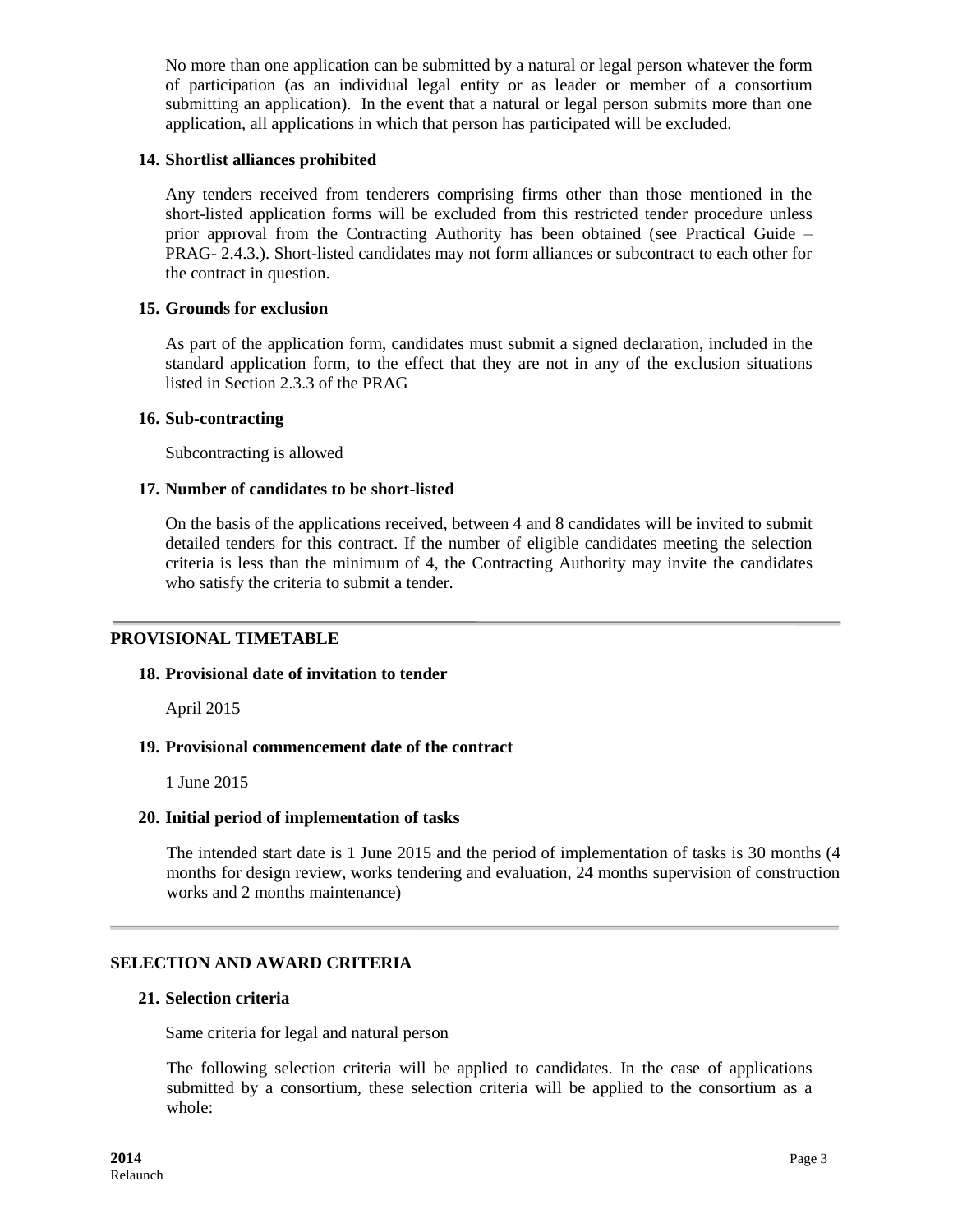No more than one application can be submitted by a natural or legal person whatever the form of participation (as an individual legal entity or as leader or member of a consortium submitting an application). In the event that a natural or legal person submits more than one application, all applications in which that person has participated will be excluded.

**14. Shortlist alliances prohibited**

Any tenders received from tenderers comprising firms other than those mentioned in the short-listed application forms will be excluded from this restricted tender procedure unless prior approval from the Contracting Authority has been obtained (see Practical Guide – PRAG- 2.4.3.). Short-listed candidates may not form alliances or subcontract to each other for the contract in question.

**15. Grounds for exclusion**

As part of the application form, candidates must submit a signed declaration, included in the standard application form, to the effect that they are not in any of the exclusion situations listed in Section 2.3.3 of the PRAG

**16. Sub-contracting**

Subcontracting is allowed

**17. Number of candidates to be short-listed**

On the basis of the applications received, between 4 and 8 candidates will be invited to submit detailed tenders for this contract. If the number of eligible candidates meeting the selection criteria is less than the minimum of 4, the Contracting Authority may invite the candidates who satisfy the criteria to submit a tender.

---

## PROVISIONAL TIMETABLE

**18. Provisional date of invitation to tender**

April 2015

**19. Provisional commencement date of the contract**

1 June 2015

**20. Initial period of implementation of tasks**

The intended start date is 1 June 2015 and the period of implementation of tasks is 30 months (4 months for design review, works tendering and evaluation, 24 months supervision of construction works and 2 months maintenance)

---

## SELECTION AND AWARD CRITERIA

**21. Selection criteria**

Same criteria for legal and natural person

The following selection criteria will be applied to candidates. In the case of applications submitted by a consortium, these selection criteria will be applied to the consortium as a whole: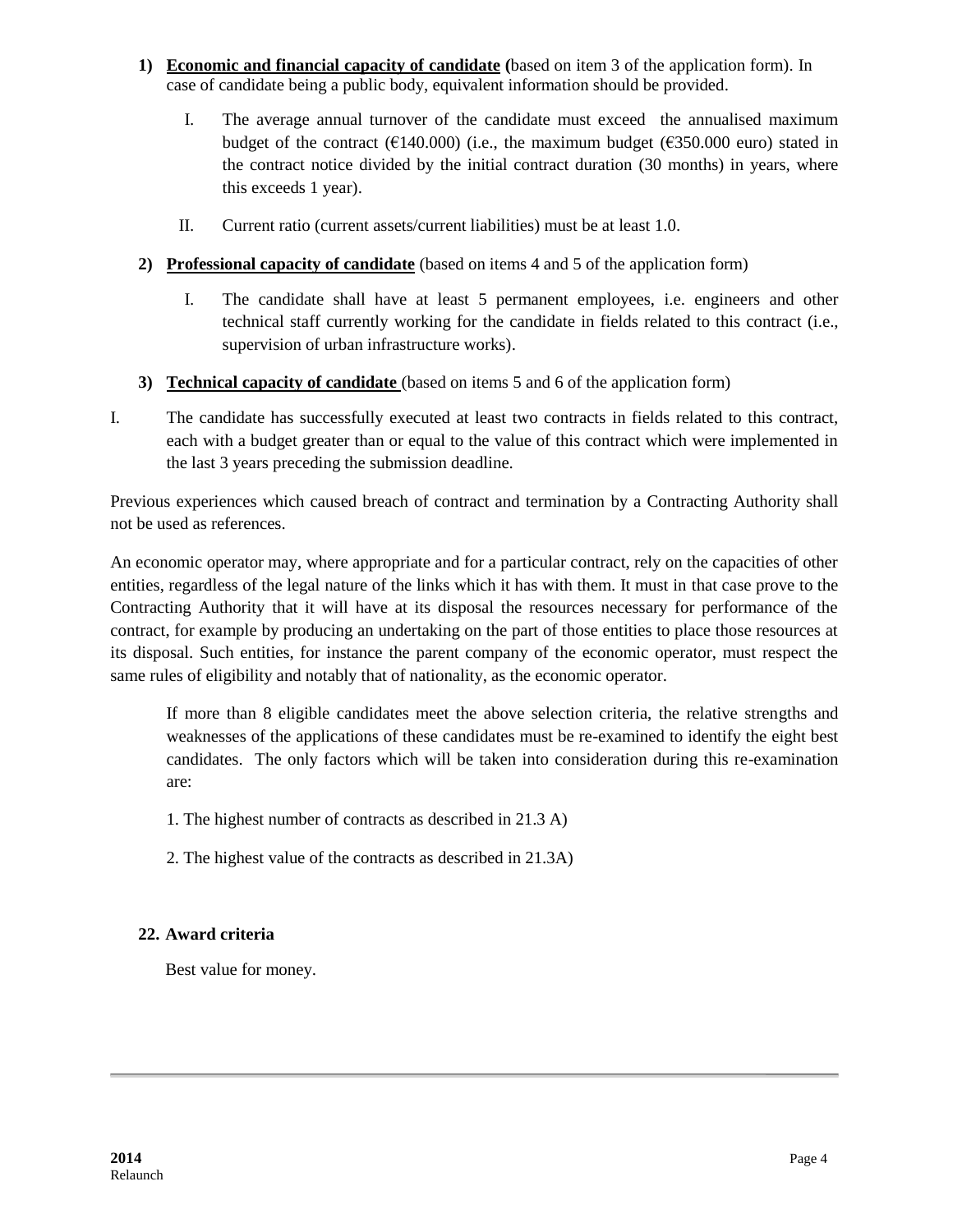1) **Economic and financial capacity of candidate (**based on item 3 of the application form). In case of candidate being a public body, equivalent information should be provided.

   I. The average annual turnover of the candidate must exceed the annualised maximum budget of the contract (€140.000) (i.e., the maximum budget (€350.000 euro) stated in the contract notice divided by the initial contract duration (30 months) in years, where this exceeds 1 year).

   II. Current ratio (current assets/current liabilities) must be at least 1.0.

2) **Professional capacity of candidate** (based on items 4 and 5 of the application form)

   I. The candidate shall have at least 5 permanent employees, i.e. engineers and other technical staff currently working for the candidate in fields related to this contract (i.e., supervision of urban infrastructure works).

3) **Technical capacity of candidate** (based on items 5 and 6 of the application form)

I. The candidate has successfully executed at least two contracts in fields related to this contract, each with a budget greater than or equal to the value of this contract which were implemented in the last 3 years preceding the submission deadline.

Previous experiences which caused breach of contract and termination by a Contracting Authority shall not be used as references.

An economic operator may, where appropriate and for a particular contract, rely on the capacities of other entities, regardless of the legal nature of the links which it has with them. It must in that case prove to the Contracting Authority that it will have at its disposal the resources necessary for performance of the contract, for example by producing an undertaking on the part of those entities to place those resources at its disposal. Such entities, for instance the parent company of the economic operator, must respect the same rules of eligibility and notably that of nationality, as the economic operator.

If more than 8 eligible candidates meet the above selection criteria, the relative strengths and weaknesses of the applications of these candidates must be re-examined to identify the eight best candidates. The only factors which will be taken into consideration during this re-examination are:

1. The highest number of contracts as described in 21.3 A)

2. The highest value of the contracts as described in 21.3A)

## 22. Award criteria

Best value for money.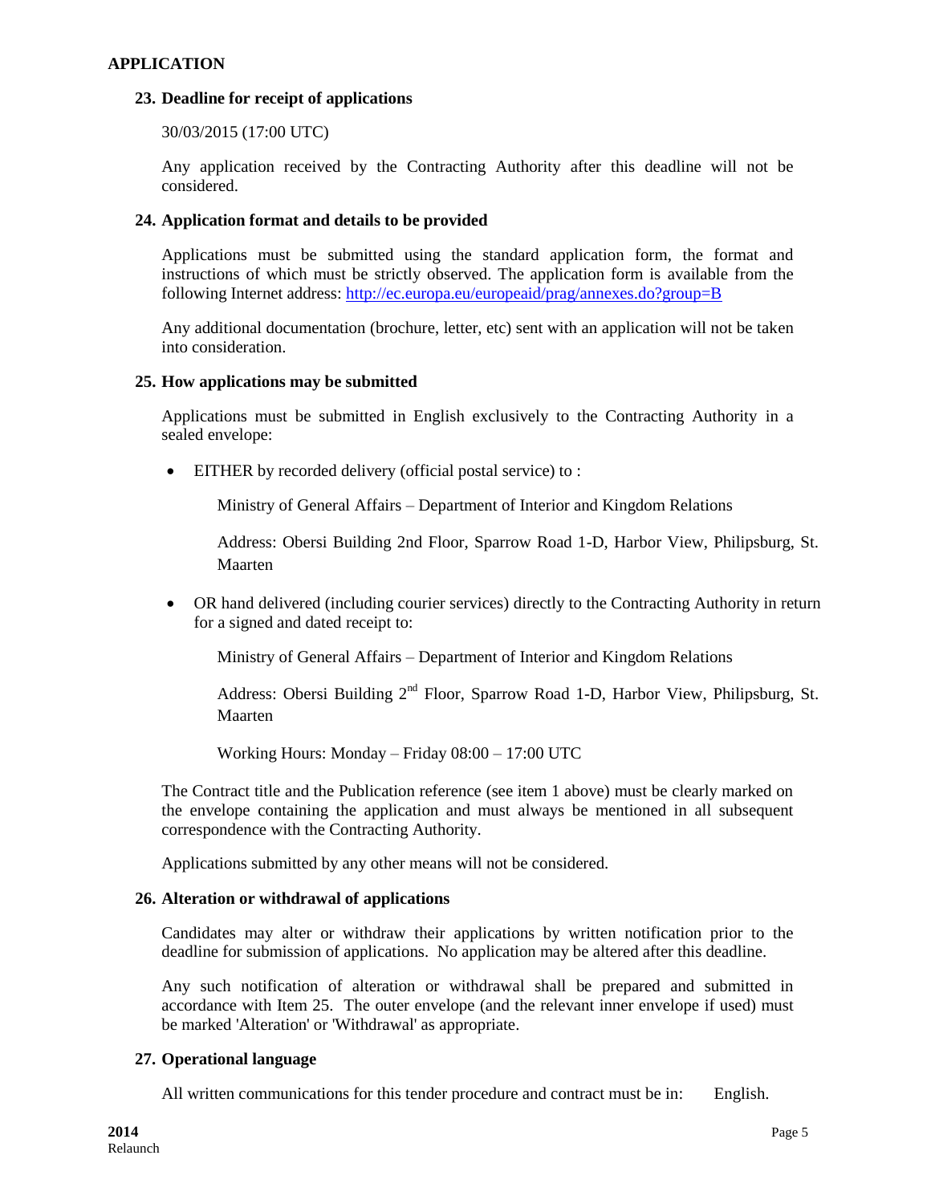## APPLICATION

### 23. Deadline for receipt of applications

30/03/2015 (17:00 UTC)

Any application received by the Contracting Authority after this deadline will not be considered.

### 24. Application format and details to be provided

Applications must be submitted using the standard application form, the format and instructions of which must be strictly observed. The application form is available from the following Internet address: http://ec.europa.eu/europeaid/prag/annexes.do?group=B

Any additional documentation (brochure, letter, etc) sent with an application will not be taken into consideration.

### 25. How applications may be submitted

Applications must be submitted in English exclusively to the Contracting Authority in a sealed envelope:

- EITHER by recorded delivery (official postal service) to :

  Ministry of General Affairs – Department of Interior and Kingdom Relations

  Address: Obersi Building 2nd Floor, Sparrow Road 1-D, Harbor View, Philipsburg, St. Maarten

- OR hand delivered (including courier services) directly to the Contracting Authority in return for a signed and dated receipt to:

  Ministry of General Affairs – Department of Interior and Kingdom Relations

  Address: Obersi Building 2nd Floor, Sparrow Road 1-D, Harbor View, Philipsburg, St. Maarten

  Working Hours: Monday – Friday 08:00 – 17:00 UTC

The Contract title and the Publication reference (see item 1 above) must be clearly marked on the envelope containing the application and must always be mentioned in all subsequent correspondence with the Contracting Authority.

Applications submitted by any other means will not be considered.

### 26. Alteration or withdrawal of applications

Candidates may alter or withdraw their applications by written notification prior to the deadline for submission of applications. No application may be altered after this deadline.

Any such notification of alteration or withdrawal shall be prepared and submitted in accordance with Item 25. The outer envelope (and the relevant inner envelope if used) must be marked 'Alteration' or 'Withdrawal' as appropriate.

### 27. Operational language

All written communications for this tender procedure and contract must be in: English.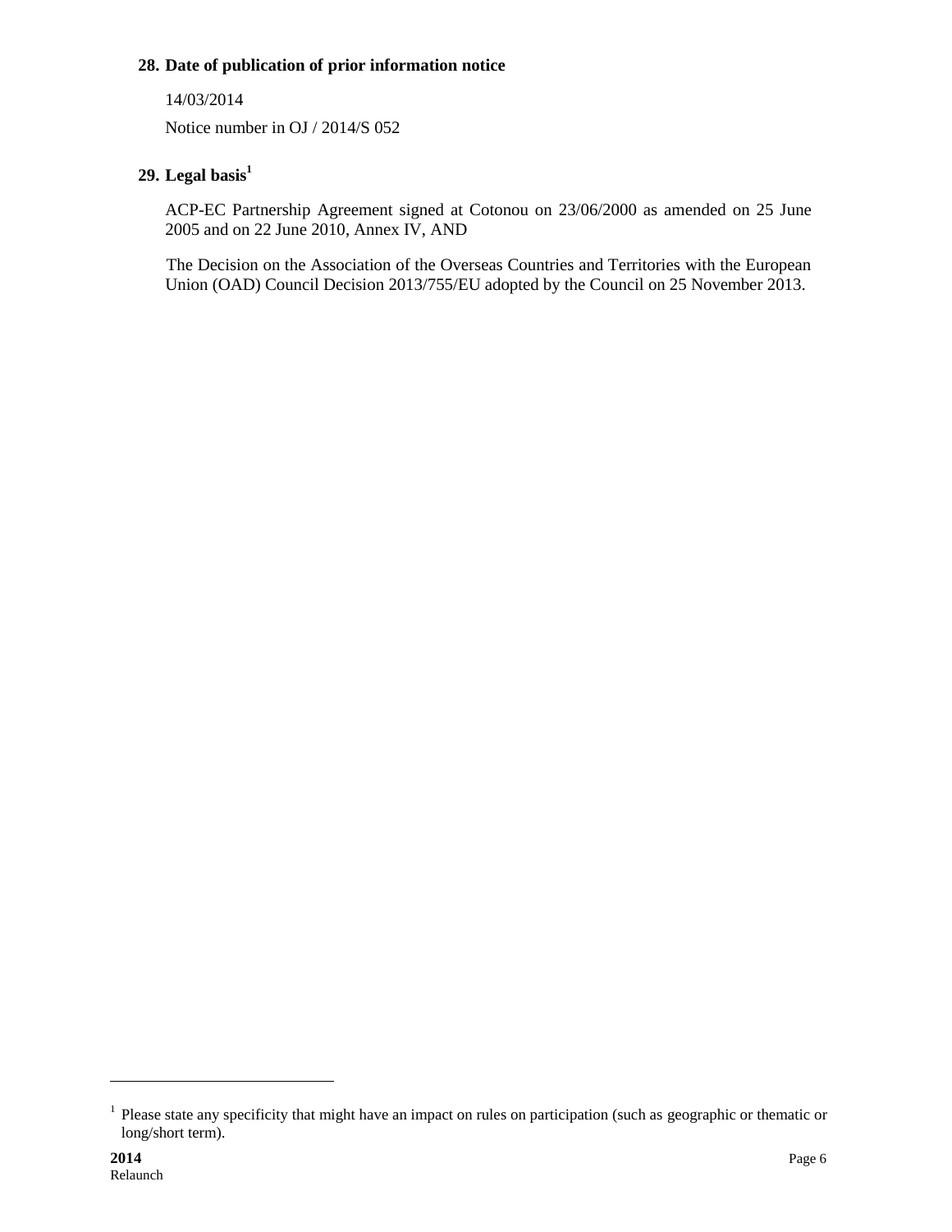**28. Date of publication of prior information notice**

14/03/2014

Notice number in OJ / 2014/S 052

**29. Legal basis**[1]

ACP-EC Partnership Agreement signed at Cotonou on 23/06/2000 as amended on 25 June 2005 and on 22 June 2010, Annex IV, AND

The Decision on the Association of the Overseas Countries and Territories with the European Union (OAD) Council Decision 2013/755/EU adopted by the Council on 25 November 2013.

[1] Please state any specificity that might have an impact on rules on participation (such as geographic or thematic or long/short term).